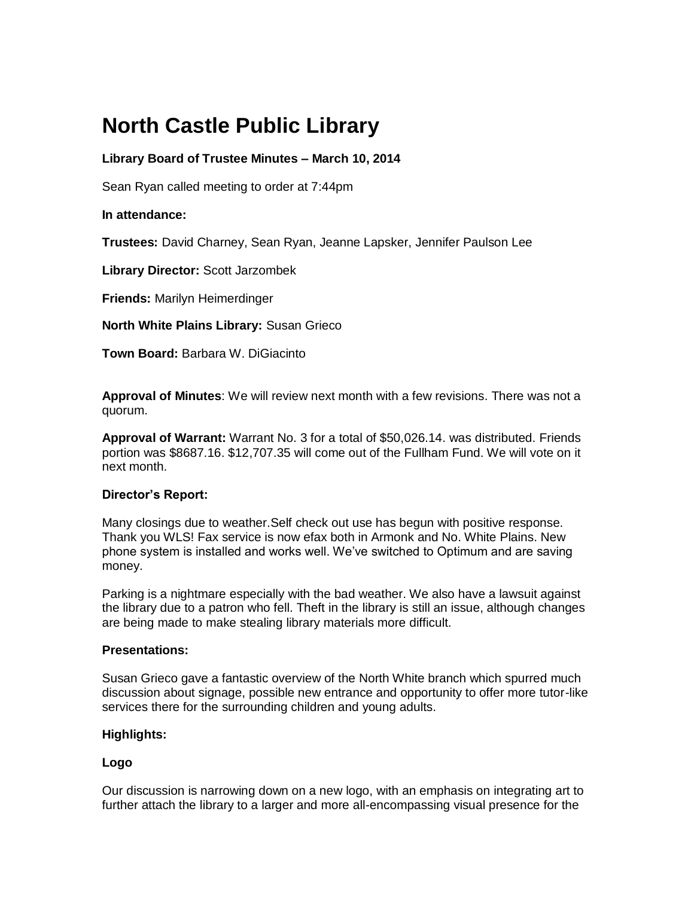# North Castle Public Library

**Library Board of Trustee Minutes – March 10, 2014**

Sean Ryan called meeting to order at 7:44pm

**In attendance:**

**Trustees:** David Charney, Sean Ryan, Jeanne Lapsker, Jennifer Paulson Lee

**Library Director:** Scott Jarzombek

**Friends:** Marilyn Heimerdinger

**North White Plains Library:** Susan Grieco

**Town Board:** Barbara W. DiGiacinto

**Approval of Minutes**: We will review next month with a few revisions. There was not a quorum.

**Approval of Warrant:** Warrant No. 3 for a total of $50,026.14. was distributed. Friends portion was $8687.16. $12,707.35 will come out of the Fullham Fund. We will vote on it next month.

**Director's Report:**

Many closings due to weather.Self check out use has begun with positive response. Thank you WLS! Fax service is now efax both in Armonk and No. White Plains. New phone system is installed and works well. We've switched to Optimum and are saving money.

Parking is a nightmare especially with the bad weather. We also have a lawsuit against the library due to a patron who fell. Theft in the library is still an issue, although changes are being made to make stealing library materials more difficult.

**Presentations:**

Susan Grieco gave a fantastic overview of the North White branch which spurred much discussion about signage, possible new entrance and opportunity to offer more tutor-like services there for the surrounding children and young adults.

**Highlights:**

**Logo**

Our discussion is narrowing down on a new logo, with an emphasis on integrating art to further attach the library to a larger and more all-encompassing visual presence for the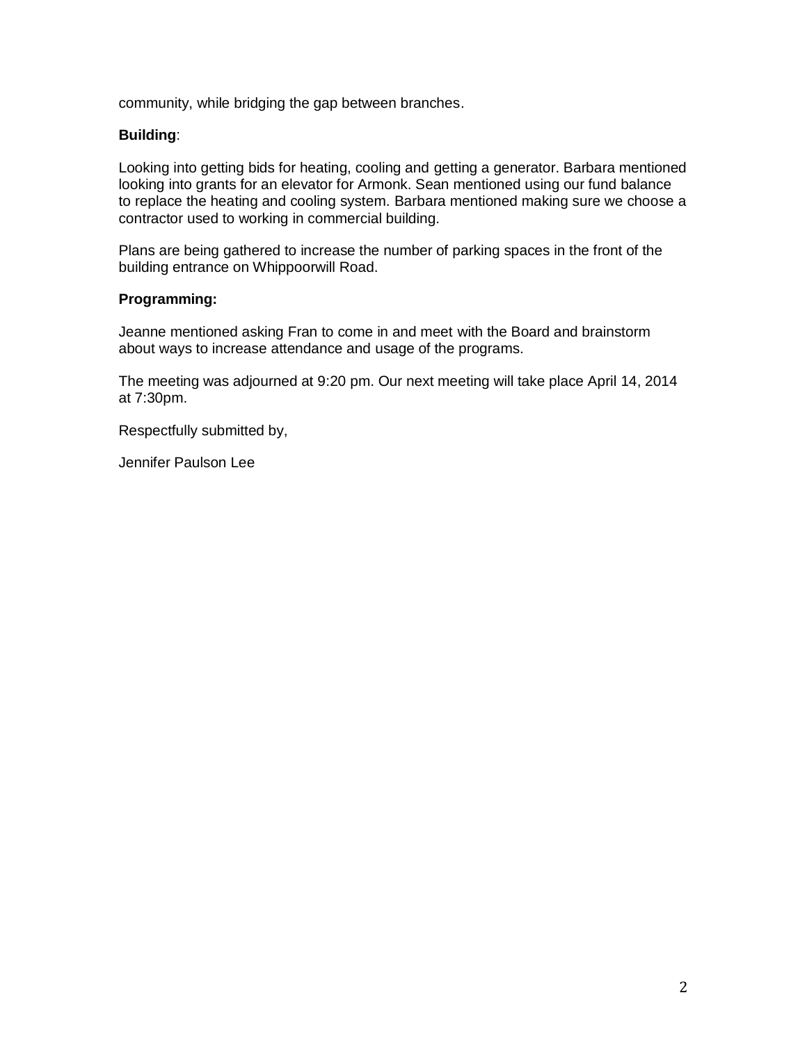community, while bridging the gap between branches.

**Building**:

Looking into getting bids for heating, cooling and getting a generator. Barbara mentioned looking into grants for an elevator for Armonk. Sean mentioned using our fund balance to replace the heating and cooling system. Barbara mentioned making sure we choose a contractor used to working in commercial building.

Plans are being gathered to increase the number of parking spaces in the front of the building entrance on Whippoorwill Road.

**Programming:**

Jeanne mentioned asking Fran to come in and meet with the Board and brainstorm about ways to increase attendance and usage of the programs.

The meeting was adjourned at 9:20 pm. Our next meeting will take place April 14, 2014 at 7:30pm.

Respectfully submitted by,

Jennifer Paulson Lee